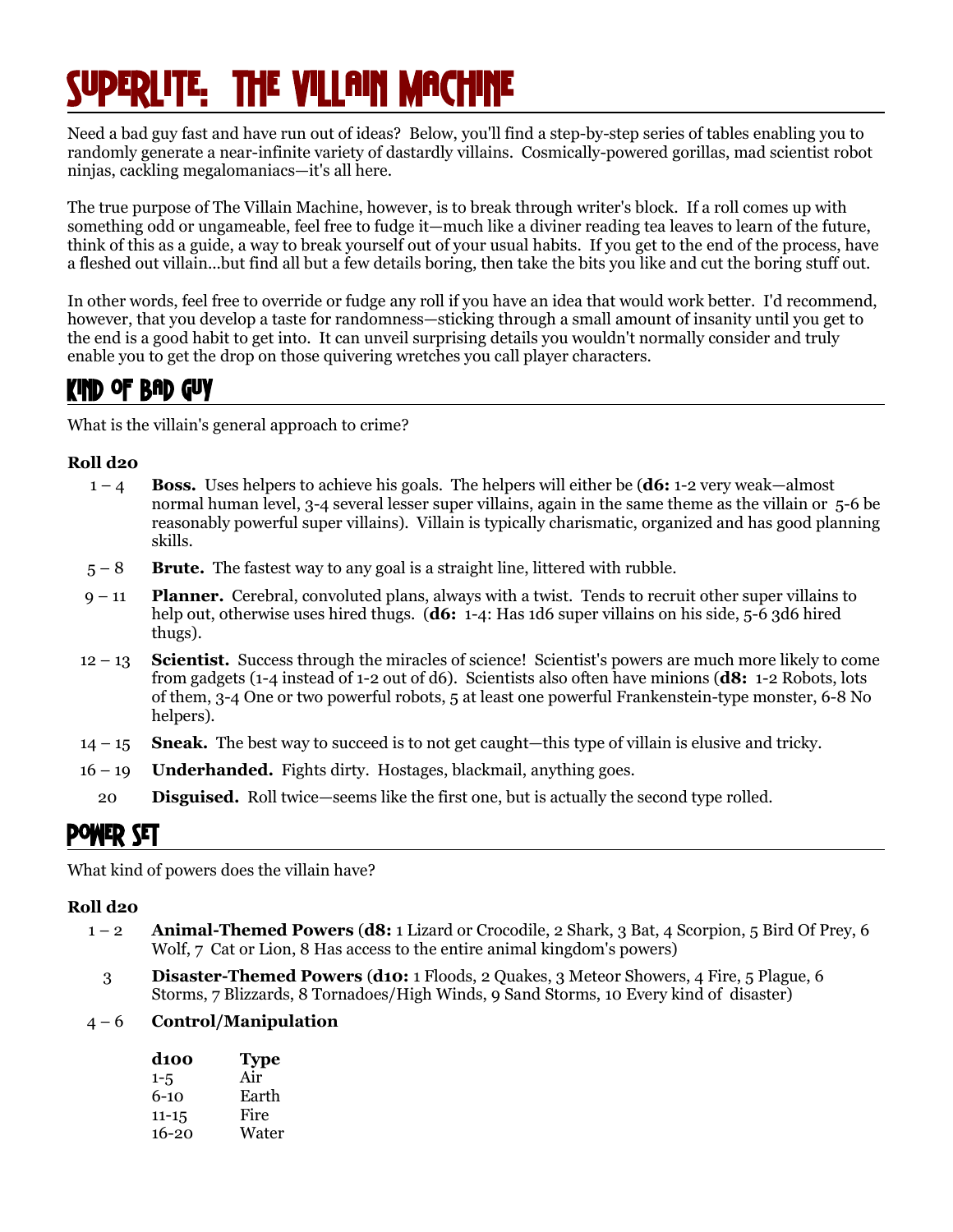# Superlite: The Villain Machine

Need a bad guy fast and have run out of ideas? Below, you'll find a step-by-step series of tables enabling you to randomly generate a near-infinite variety of dastardly villains. Cosmically-powered gorillas, mad scientist robot ninjas, cackling megalomaniacs—it's all here.

The true purpose of The Villain Machine, however, is to break through writer's block. If a roll comes up with something odd or ungameable, feel free to fudge it—much like a diviner reading tea leaves to learn of the future, think of this as a guide, a way to break yourself out of your usual habits. If you get to the end of the process, have a fleshed out villain...but find all but a few details boring, then take the bits you like and cut the boring stuff out.

In other words, feel free to override or fudge any roll if you have an idea that would work better. I'd recommend, however, that you develop a taste for randomness—sticking through a small amount of insanity until you get to the end is a good habit to get into. It can unveil surprising details you wouldn't normally consider and truly enable you to get the drop on those quivering wretches you call player characters.

## Kind of Bad Guy

What is the villain's general approach to crime?

**Roll d20**

- 1 – 4 **Boss.** Uses helpers to achieve his goals. The helpers will either be (**d6:** 1-2 very weak—almost normal human level, 3-4 several lesser super villains, again in the same theme as the villain or 5-6 be reasonably powerful super villains). Villain is typically charismatic, organized and has good planning skills.
- 5 – 8 **Brute.** The fastest way to any goal is a straight line, littered with rubble.
- 9 – 11 **Planner.** Cerebral, convoluted plans, always with a twist. Tends to recruit other super villains to help out, otherwise uses hired thugs. (**d6:** 1-4: Has 1d6 super villains on his side, 5-6 3d6 hired thugs).
- 12 – 13 **Scientist.** Success through the miracles of science! Scientist's powers are much more likely to come from gadgets (1-4 instead of 1-2 out of d6). Scientists also often have minions (**d8:** 1-2 Robots, lots of them, 3-4 One or two powerful robots, 5 at least one powerful Frankenstein-type monster, 6-8 No helpers).
- 14 – 15 **Sneak.** The best way to succeed is to not get caught—this type of villain is elusive and tricky.
- 16 – 19 **Underhanded.** Fights dirty. Hostages, blackmail, anything goes.
- 20 **Disguised.** Roll twice—seems like the first one, but is actually the second type rolled.

## Power Set

What kind of powers does the villain have?

**Roll d20**

- 1 – 2 **Animal-Themed Powers** (**d8:** 1 Lizard or Crocodile, 2 Shark, 3 Bat, 4 Scorpion, 5 Bird Of Prey, 6 Wolf, 7 Cat or Lion, 8 Has access to the entire animal kingdom's powers)
- 3 **Disaster-Themed Powers** (**d10:** 1 Floods, 2 Quakes, 3 Meteor Showers, 4 Fire, 5 Plague, 6 Storms, 7 Blizzards, 8 Tornadoes/High Winds, 9 Sand Storms, 10 Every kind of disaster)
- 4 – 6 **Control/Manipulation**

| d100 | Type |
|---|---|
| 1-5 | Air |
| 6-10 | Earth |
| 11-15 | Fire |
| 16-20 | Water |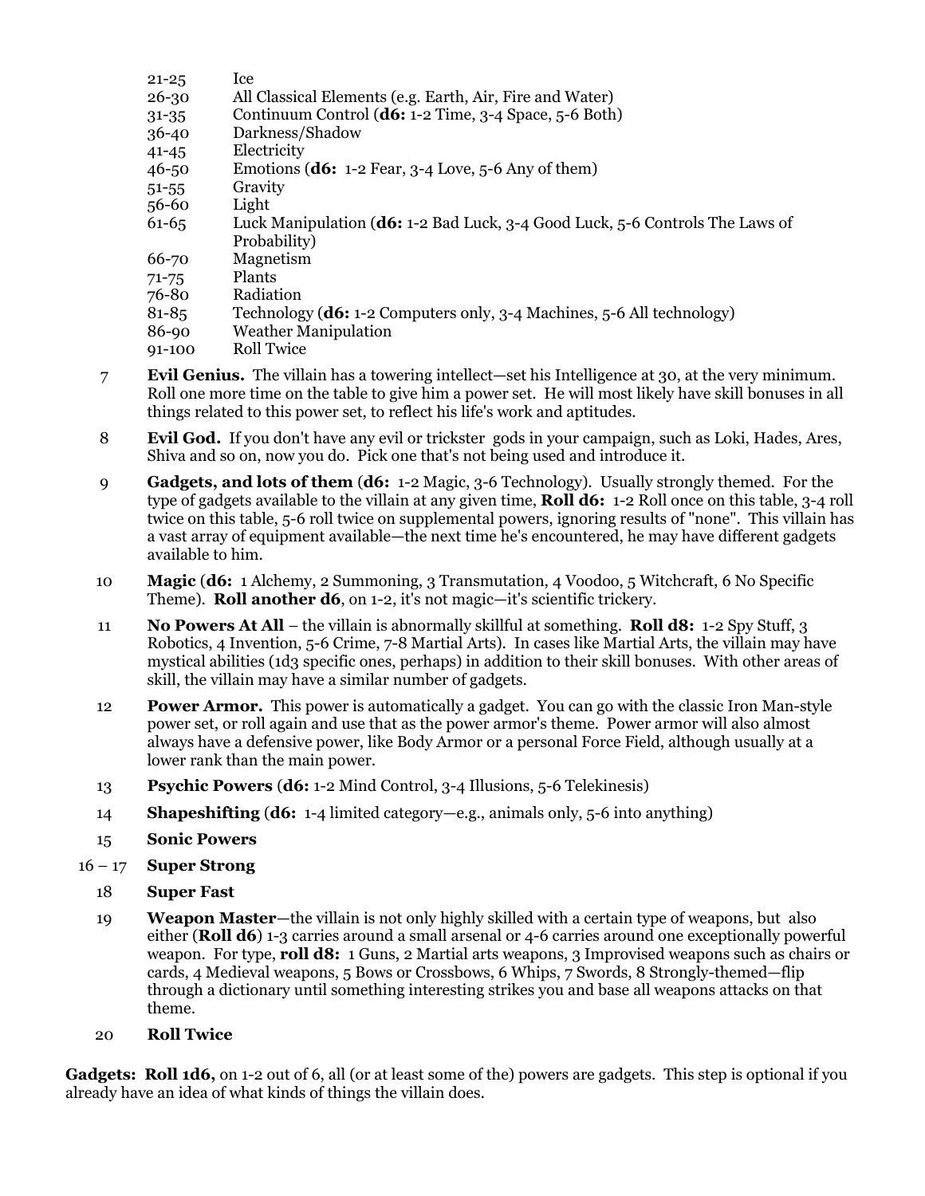| | |
|---|---|
| 21-25 | Ice |
| 26-30 | All Classical Elements (e.g. Earth, Air, Fire and Water) |
| 31-35 | Continuum Control (**d6:** 1-2 Time, 3-4 Space, 5-6 Both) |
| 36-40 | Darkness/Shadow |
| 41-45 | Electricity |
| 46-50 | Emotions (**d6:** 1-2 Fear, 3-4 Love, 5-6 Any of them) |
| 51-55 | Gravity |
| 56-60 | Light |
| 61-65 | Luck Manipulation (**d6:** 1-2 Bad Luck, 3-4 Good Luck, 5-6 Controls The Laws of Probability) |
| 66-70 | Magnetism |
| 71-75 | Plants |
| 76-80 | Radiation |
| 81-85 | Technology (**d6:** 1-2 Computers only, 3-4 Machines, 5-6 All technology) |
| 86-90 | Weather Manipulation |
| 91-100 | Roll Twice |

7 **Evil Genius.** The villain has a towering intellect—set his Intelligence at 30, at the very minimum. Roll one more time on the table to give him a power set. He will most likely have skill bonuses in all things related to this power set, to reflect his life's work and aptitudes.

8 **Evil God.** If you don't have any evil or trickster gods in your campaign, such as Loki, Hades, Ares, Shiva and so on, now you do. Pick one that's not being used and introduce it.

9 **Gadgets, and lots of them** (**d6:** 1-2 Magic, 3-6 Technology). Usually strongly themed. For the type of gadgets available to the villain at any given time, **Roll d6:** 1-2 Roll once on this table, 3-4 roll twice on this table, 5-6 roll twice on supplemental powers, ignoring results of "none". This villain has a vast array of equipment available—the next time he's encountered, he may have different gadgets available to him.

10 **Magic** (**d6:** 1 Alchemy, 2 Summoning, 3 Transmutation, 4 Voodoo, 5 Witchcraft, 6 No Specific Theme). **Roll another d6**, on 1-2, it's not magic—it's scientific trickery.

11 **No Powers At All** – the villain is abnormally skillful at something. **Roll d8:** 1-2 Spy Stuff, 3 Robotics, 4 Invention, 5-6 Crime, 7-8 Martial Arts). In cases like Martial Arts, the villain may have mystical abilities (1d3 specific ones, perhaps) in addition to their skill bonuses. With other areas of skill, the villain may have a similar number of gadgets.

12 **Power Armor.** This power is automatically a gadget. You can go with the classic Iron Man-style power set, or roll again and use that as the power armor's theme. Power armor will also almost always have a defensive power, like Body Armor or a personal Force Field, although usually at a lower rank than the main power.

13 **Psychic Powers** (**d6:** 1-2 Mind Control, 3-4 Illusions, 5-6 Telekinesis)

14 **Shapeshifting** (**d6:** 1-4 limited category—e.g., animals only, 5-6 into anything)

15 **Sonic Powers**

16 – 17 **Super Strong**

18 **Super Fast**

19 **Weapon Master**—the villain is not only highly skilled with a certain type of weapons, but also either (**Roll d6**) 1-3 carries around a small arsenal or 4-6 carries around one exceptionally powerful weapon. For type, **roll d8:** 1 Guns, 2 Martial arts weapons, 3 Improvised weapons such as chairs or cards, 4 Medieval weapons, 5 Bows or Crossbows, 6 Whips, 7 Swords, 8 Strongly-themed—flip through a dictionary until something interesting strikes you and base all weapons attacks on that theme.

20 **Roll Twice**

**Gadgets: Roll 1d6,** on 1-2 out of 6, all (or at least some of the) powers are gadgets. This step is optional if you already have an idea of what kinds of things the villain does.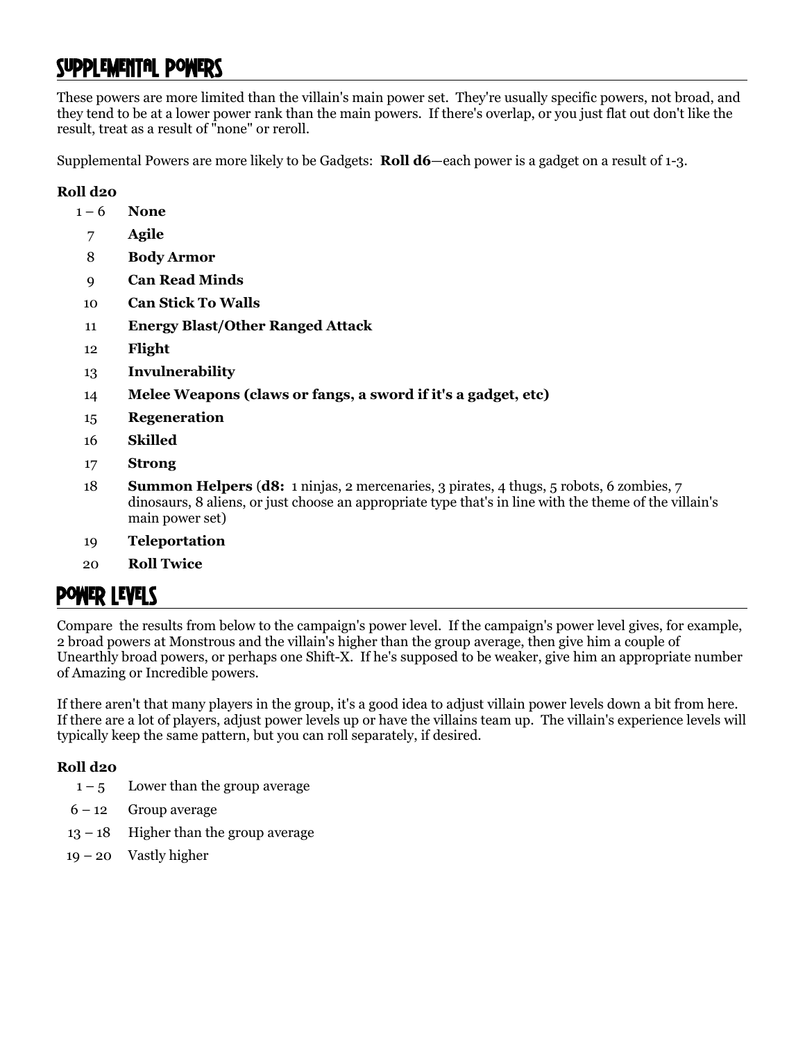## Supplemental Powers

These powers are more limited than the villain's main power set. They're usually specific powers, not broad, and they tend to be at a lower power rank than the main powers. If there's overlap, or you just flat out don't like the result, treat as a result of "none" or reroll.

Supplemental Powers are more likely to be Gadgets: **Roll d6**—each power is a gadget on a result of 1-3.

**Roll d20**

- 1 – 6 **None**
- 7 **Agile**
- 8 **Body Armor**
- 9 **Can Read Minds**
- 10 **Can Stick To Walls**
- 11 **Energy Blast/Other Ranged Attack**
- 12 **Flight**
- 13 **Invulnerability**
- 14 **Melee Weapons (claws or fangs, a sword if it's a gadget, etc)**
- 15 **Regeneration**
- 16 **Skilled**
- 17 **Strong**
- 18 **Summon Helpers** (**d8:** 1 ninjas, 2 mercenaries, 3 pirates, 4 thugs, 5 robots, 6 zombies, 7 dinosaurs, 8 aliens, or just choose an appropriate type that's in line with the theme of the villain's main power set)
- 19 **Teleportation**
- 20 **Roll Twice**

## Power Levels

Compare the results from below to the campaign's power level. If the campaign's power level gives, for example, 2 broad powers at Monstrous and the villain's higher than the group average, then give him a couple of Unearthly broad powers, or perhaps one Shift-X. If he's supposed to be weaker, give him an appropriate number of Amazing or Incredible powers.

If there aren't that many players in the group, it's a good idea to adjust villain power levels down a bit from here. If there are a lot of players, adjust power levels up or have the villains team up. The villain's experience levels will typically keep the same pattern, but you can roll separately, if desired.

**Roll d20**

- 1 – 5 Lower than the group average
- 6 – 12 Group average
- 13 – 18 Higher than the group average
- 19 – 20 Vastly higher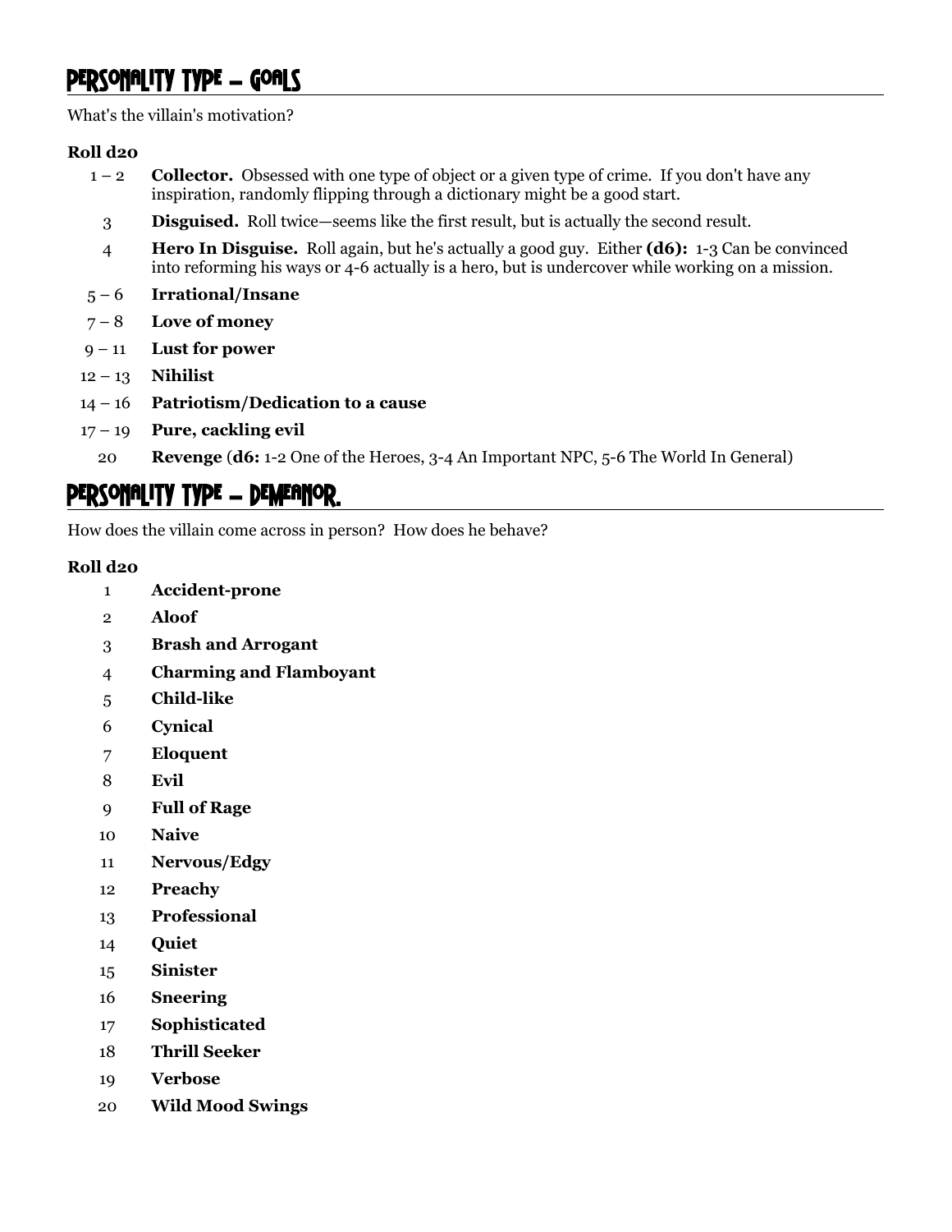## Personality Type – Goals

What's the villain's motivation?

**Roll d20**

| Roll | Result |
|---|---|
| 1 – 2 | **Collector.** Obsessed with one type of object or a given type of crime. If you don't have any inspiration, randomly flipping through a dictionary might be a good start. |
| 3 | **Disguised.** Roll twice—seems like the first result, but is actually the second result. |
| 4 | **Hero In Disguise.** Roll again, but he's actually a good guy. Either **(d6):** 1-3 Can be convinced into reforming his ways or 4-6 actually is a hero, but is undercover while working on a mission. |
| 5 – 6 | **Irrational/Insane** |
| 7 – 8 | **Love of money** |
| 9 – 11 | **Lust for power** |
| 12 – 13 | **Nihilist** |
| 14 – 16 | **Patriotism/Dedication to a cause** |
| 17 – 19 | **Pure, cackling evil** |
| 20 | **Revenge** (**d6:** 1-2 One of the Heroes, 3-4 An Important NPC, 5-6 The World In General) |

## Personality Type – Demeanor.

How does the villain come across in person? How does he behave?

**Roll d20**

| Roll | Result |
|---|---|
| 1 | **Accident-prone** |
| 2 | **Aloof** |
| 3 | **Brash and Arrogant** |
| 4 | **Charming and Flamboyant** |
| 5 | **Child-like** |
| 6 | **Cynical** |
| 7 | **Eloquent** |
| 8 | **Evil** |
| 9 | **Full of Rage** |
| 10 | **Naive** |
| 11 | **Nervous/Edgy** |
| 12 | **Preachy** |
| 13 | **Professional** |
| 14 | **Quiet** |
| 15 | **Sinister** |
| 16 | **Sneering** |
| 17 | **Sophisticated** |
| 18 | **Thrill Seeker** |
| 19 | **Verbose** |
| 20 | **Wild Mood Swings** |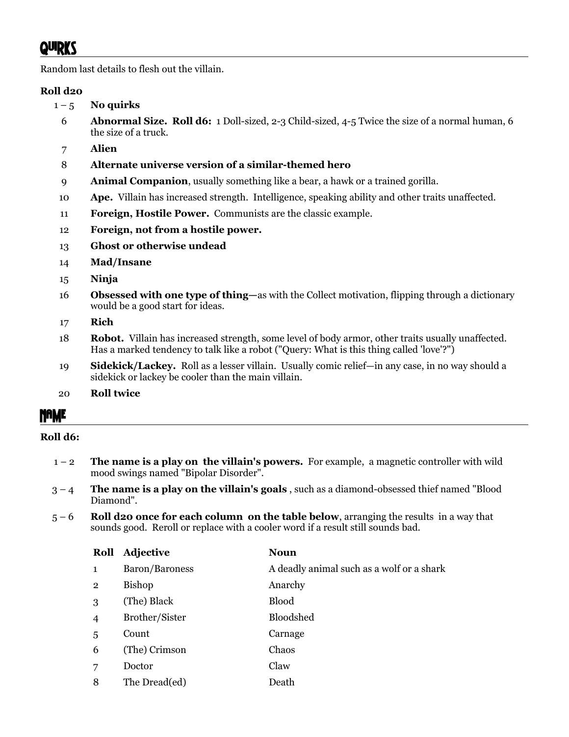## Quirks

Random last details to flesh out the villain.

**Roll d20**

| Roll | Result |
|---|---|
| 1 – 5 | **No quirks** |
| 6 | **Abnormal Size. Roll d6:** 1 Doll-sized, 2-3 Child-sized, 4-5 Twice the size of a normal human, 6 the size of a truck. |
| 7 | **Alien** |
| 8 | **Alternate universe version of a similar-themed hero** |
| 9 | **Animal Companion**, usually something like a bear, a hawk or a trained gorilla. |
| 10 | **Ape.** Villain has increased strength. Intelligence, speaking ability and other traits unaffected. |
| 11 | **Foreign, Hostile Power.** Communists are the classic example. |
| 12 | **Foreign, not from a hostile power.** |
| 13 | **Ghost or otherwise undead** |
| 14 | **Mad/Insane** |
| 15 | **Ninja** |
| 16 | **Obsessed with one type of thing—**as with the Collect motivation, flipping through a dictionary would be a good start for ideas. |
| 17 | **Rich** |
| 18 | **Robot.** Villain has increased strength, some level of body armor, other traits usually unaffected. Has a marked tendency to talk like a robot ("Query: What is this thing called 'love'?") |
| 19 | **Sidekick/Lackey.** Roll as a lesser villain. Usually comic relief—in any case, in no way should a sidekick or lackey be cooler than the main villain. |
| 20 | **Roll twice** |

## Name

**Roll d6:**

| Roll | Result |
|---|---|
| 1 – 2 | **The name is a play on the villain's powers.** For example, a magnetic controller with wild mood swings named "Bipolar Disorder". |
| 3 – 4 | **The name is a play on the villain's goals** , such as a diamond-obsessed thief named "Blood Diamond". |
| 5 – 6 | **Roll d20 once for each column on the table below**, arranging the results in a way that sounds good. Reroll or replace with a cooler word if a result still sounds bad. |

| Roll | Adjective | Noun |
|---|---|---|
| 1 | Baron/Baroness | A deadly animal such as a wolf or a shark |
| 2 | Bishop | Anarchy |
| 3 | (The) Black | Blood |
| 4 | Brother/Sister | Bloodshed |
| 5 | Count | Carnage |
| 6 | (The) Crimson | Chaos |
| 7 | Doctor | Claw |
| 8 | The Dread(ed) | Death |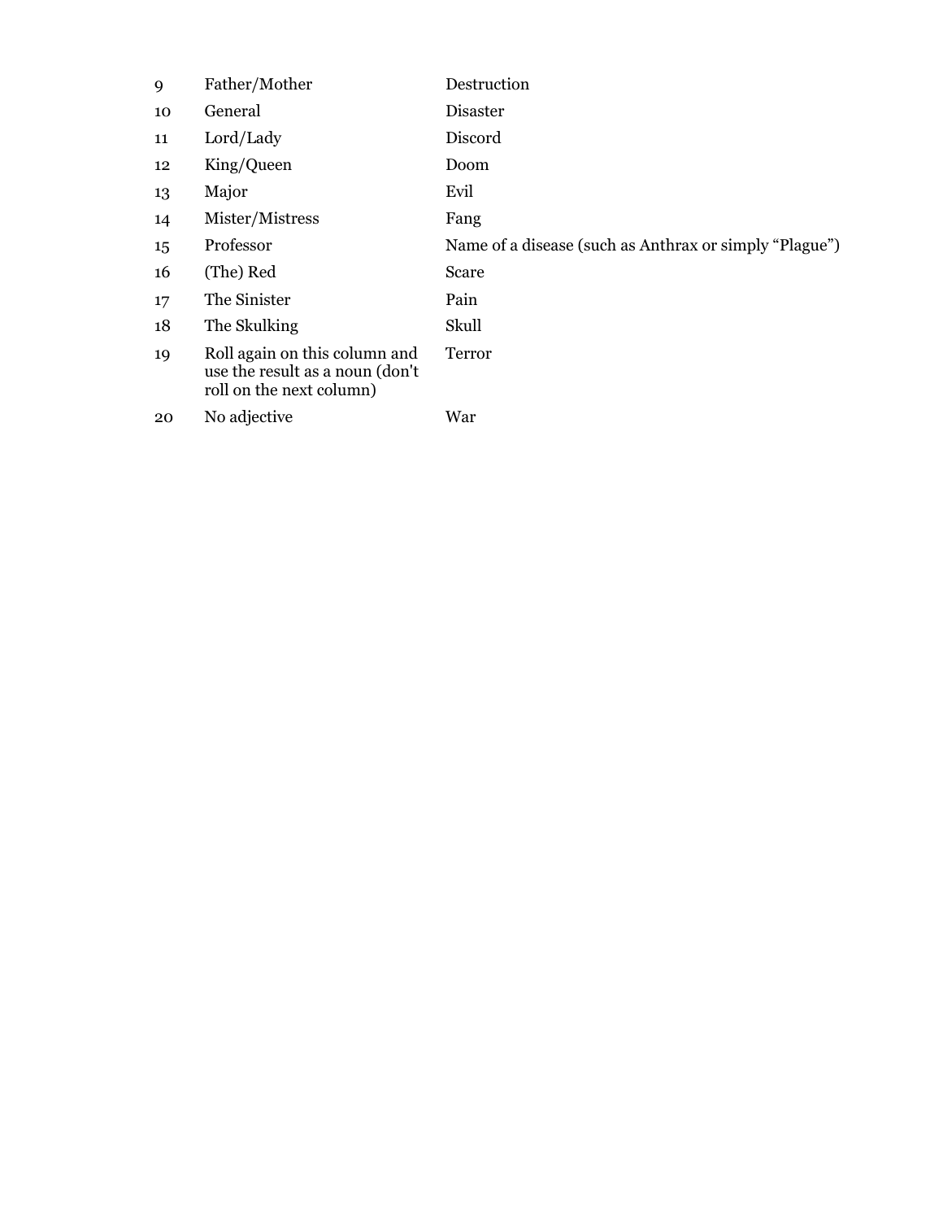| | | |
|---|---|---|
| 9 | Father/Mother | Destruction |
| 10 | General | Disaster |
| 11 | Lord/Lady | Discord |
| 12 | King/Queen | Doom |
| 13 | Major | Evil |
| 14 | Mister/Mistress | Fang |
| 15 | Professor | Name of a disease (such as Anthrax or simply "Plague") |
| 16 | (The) Red | Scare |
| 17 | The Sinister | Pain |
| 18 | The Skulking | Skull |
| 19 | Roll again on this column and use the result as a noun (don't roll on the next column) | Terror |
| 20 | No adjective | War |